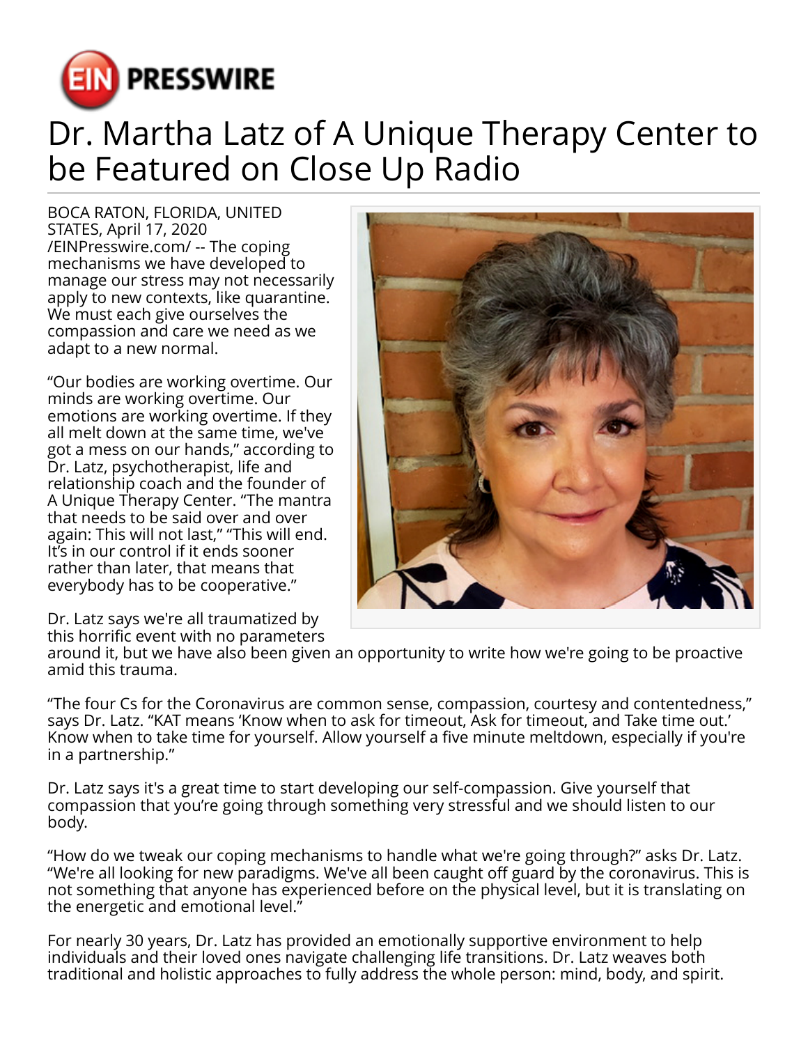# Dr. Martha Latz of A Unique Therapy Center to be Featured on Close Up Radio

BOCA RATON, FLORIDA, UNITED STATES, April 17, 2020 /EINPresswire.com/ -- The coping mechanisms we have developed to manage our stress may not necessarily apply to new contexts, like quarantine. We must each give ourselves the compassion and care we need as we adapt to a new normal.

"Our bodies are working overtime. Our minds are working overtime. Our emotions are working overtime. If they all melt down at the same time, we've got a mess on our hands," according to Dr. Latz, psychotherapist, life and relationship coach and the founder of A Unique Therapy Center. "The mantra that needs to be said over and over again: This will not last," "This will end. It's in our control if it ends sooner rather than later, that means that everybody has to be cooperative."

Dr. Latz says we're all traumatized by this horrific event with no parameters around it, but we have also been given an opportunity to write how we're going to be proactive amid this trauma.

"The four Cs for the Coronavirus are common sense, compassion, courtesy and contentedness," says Dr. Latz. "KAT means 'Know when to ask for timeout, Ask for timeout, and Take time out.' Know when to take time for yourself. Allow yourself a five minute meltdown, especially if you're in a partnership."

Dr. Latz says it's a great time to start developing our self-compassion. Give yourself that compassion that you're going through something very stressful and we should listen to our body.

"How do we tweak our coping mechanisms to handle what we're going through?" asks Dr. Latz. "We're all looking for new paradigms. We've all been caught off guard by the coronavirus. This is not something that anyone has experienced before on the physical level, but it is translating on the energetic and emotional level."

For nearly 30 years, Dr. Latz has provided an emotionally supportive environment to help individuals and their loved ones navigate challenging life transitions. Dr. Latz weaves both traditional and holistic approaches to fully address the whole person: mind, body, and spirit.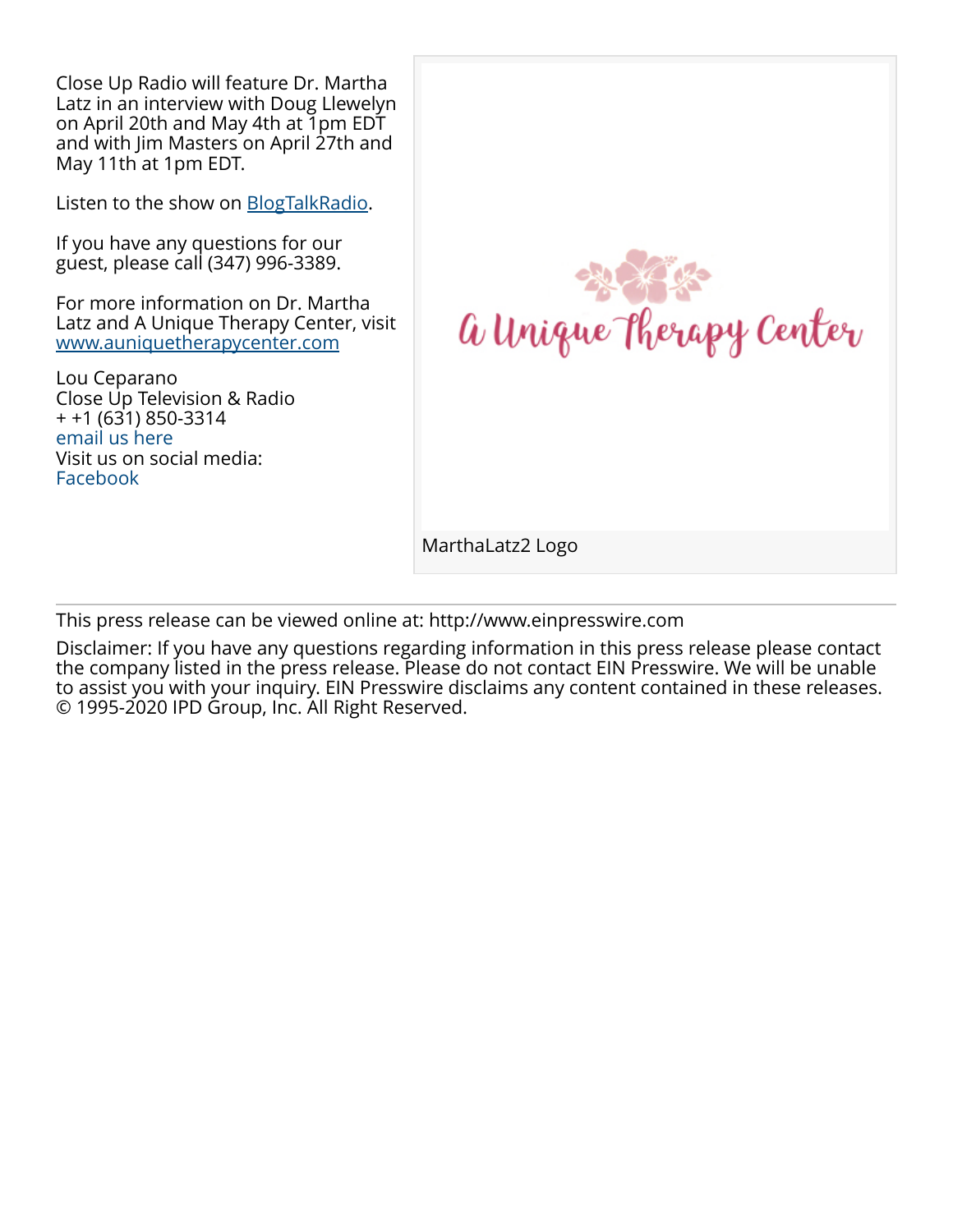Close Up Radio will feature Dr. Martha Latz in an interview with Doug Llewelyn on April 20th and May 4th at 1pm EDT and with Jim Masters on April 27th and May 11th at 1pm EDT.

Listen to the show on BlogTalkRadio.

If you have any questions for our guest, please call (347) 996-3389.

For more information on Dr. Martha Latz and A Unique Therapy Center, visit www.auniquetherapycenter.com

Lou Ceparano
Close Up Television & Radio
+ +1 (631) 850-3314
email us here
Visit us on social media:
Facebook

MarthaLatz2 Logo

This press release can be viewed online at: http://www.einpresswire.com

Disclaimer: If you have any questions regarding information in this press release please contact the company listed in the press release. Please do not contact EIN Presswire. We will be unable to assist you with your inquiry. EIN Presswire disclaims any content contained in these releases. © 1995-2020 IPD Group, Inc. All Right Reserved.